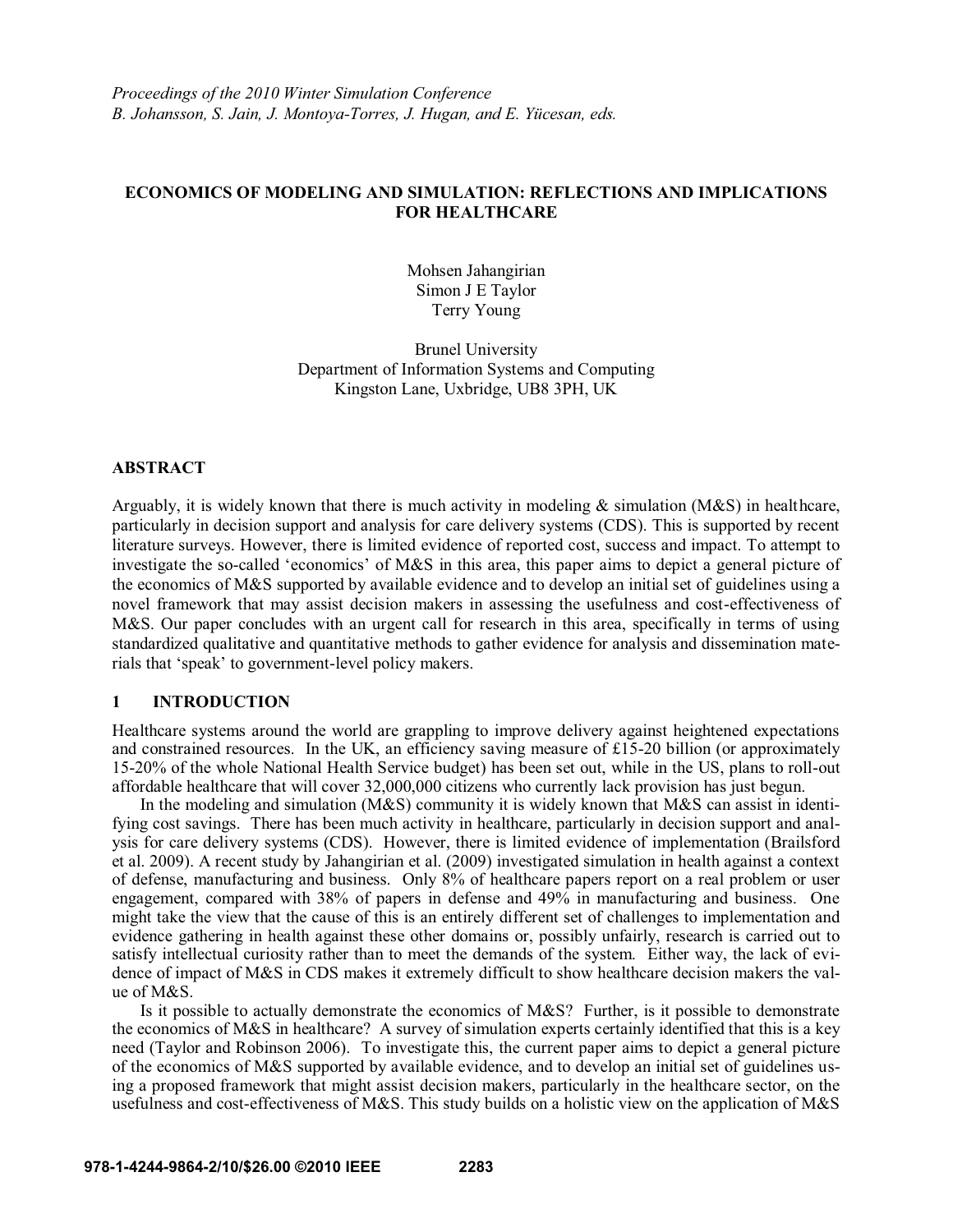*Proceedings of the 2010 Winter Simulation Conference*
*B. Johansson, S. Jain, J. Montoya-Torres, J. Hugan, and E. Yücesan, eds.*

# ECONOMICS OF MODELING AND SIMULATION: REFLECTIONS AND IMPLICATIONS FOR HEALTHCARE

Mohsen Jahangirian
Simon J E Taylor
Terry Young

Brunel University
Department of Information Systems and Computing
Kingston Lane, Uxbridge, UB8 3PH, UK

## ABSTRACT

Arguably, it is widely known that there is much activity in modeling & simulation (M&S) in healthcare, particularly in decision support and analysis for care delivery systems (CDS). This is supported by recent literature surveys. However, there is limited evidence of reported cost, success and impact. To attempt to investigate the so-called 'economics' of M&S in this area, this paper aims to depict a general picture of the economics of M&S supported by available evidence and to develop an initial set of guidelines using a novel framework that may assist decision makers in assessing the usefulness and cost-effectiveness of M&S. Our paper concludes with an urgent call for research in this area, specifically in terms of using standardized qualitative and quantitative methods to gather evidence for analysis and dissemination materials that 'speak' to government-level policy makers.

## 1 INTRODUCTION

Healthcare systems around the world are grappling to improve delivery against heightened expectations and constrained resources. In the UK, an efficiency saving measure of £15-20 billion (or approximately 15-20% of the whole National Health Service budget) has been set out, while in the US, plans to roll-out affordable healthcare that will cover 32,000,000 citizens who currently lack provision has just begun.

In the modeling and simulation (M&S) community it is widely known that M&S can assist in identifying cost savings. There has been much activity in healthcare, particularly in decision support and analysis for care delivery systems (CDS). However, there is limited evidence of implementation (Brailsford et al. 2009). A recent study by Jahangirian et al. (2009) investigated simulation in health against a context of defense, manufacturing and business. Only 8% of healthcare papers report on a real problem or user engagement, compared with 38% of papers in defense and 49% in manufacturing and business. One might take the view that the cause of this is an entirely different set of challenges to implementation and evidence gathering in health against these other domains or, possibly unfairly, research is carried out to satisfy intellectual curiosity rather than to meet the demands of the system. Either way, the lack of evidence of impact of M&S in CDS makes it extremely difficult to show healthcare decision makers the value of M&S.

Is it possible to actually demonstrate the economics of M&S? Further, is it possible to demonstrate the economics of M&S in healthcare? A survey of simulation experts certainly identified that this is a key need (Taylor and Robinson 2006). To investigate this, the current paper aims to depict a general picture of the economics of M&S supported by available evidence, and to develop an initial set of guidelines using a proposed framework that might assist decision makers, particularly in the healthcare sector, on the usefulness and cost-effectiveness of M&S. This study builds on a holistic view on the application of M&S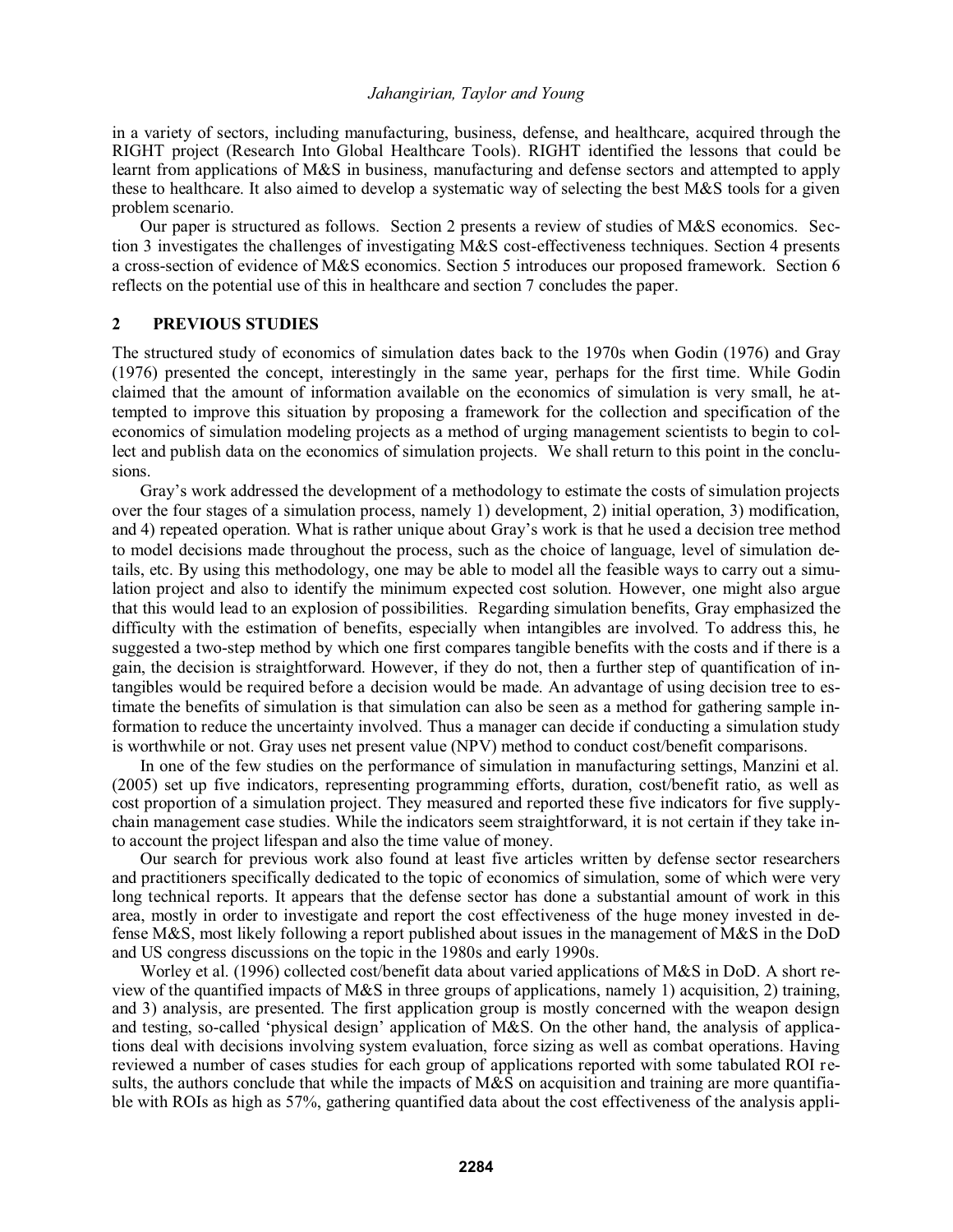in a variety of sectors, including manufacturing, business, defense, and healthcare, acquired through the RIGHT project (Research Into Global Healthcare Tools). RIGHT identified the lessons that could be learnt from applications of M&S in business, manufacturing and defense sectors and attempted to apply these to healthcare. It also aimed to develop a systematic way of selecting the best M&S tools for a given problem scenario.

Our paper is structured as follows. Section 2 presents a review of studies of M&S economics. Section 3 investigates the challenges of investigating M&S cost-effectiveness techniques. Section 4 presents a cross-section of evidence of M&S economics. Section 5 introduces our proposed framework. Section 6 reflects on the potential use of this in healthcare and section 7 concludes the paper.

## 2 PREVIOUS STUDIES

The structured study of economics of simulation dates back to the 1970s when Godin (1976) and Gray (1976) presented the concept, interestingly in the same year, perhaps for the first time. While Godin claimed that the amount of information available on the economics of simulation is very small, he attempted to improve this situation by proposing a framework for the collection and specification of the economics of simulation modeling projects as a method of urging management scientists to begin to collect and publish data on the economics of simulation projects. We shall return to this point in the conclusions.

Gray's work addressed the development of a methodology to estimate the costs of simulation projects over the four stages of a simulation process, namely 1) development, 2) initial operation, 3) modification, and 4) repeated operation. What is rather unique about Gray's work is that he used a decision tree method to model decisions made throughout the process, such as the choice of language, level of simulation details, etc. By using this methodology, one may be able to model all the feasible ways to carry out a simulation project and also to identify the minimum expected cost solution. However, one might also argue that this would lead to an explosion of possibilities. Regarding simulation benefits, Gray emphasized the difficulty with the estimation of benefits, especially when intangibles are involved. To address this, he suggested a two-step method by which one first compares tangible benefits with the costs and if there is a gain, the decision is straightforward. However, if they do not, then a further step of quantification of intangibles would be required before a decision would be made. An advantage of using decision tree to estimate the benefits of simulation is that simulation can also be seen as a method for gathering sample information to reduce the uncertainty involved. Thus a manager can decide if conducting a simulation study is worthwhile or not. Gray uses net present value (NPV) method to conduct cost/benefit comparisons.

In one of the few studies on the performance of simulation in manufacturing settings, Manzini et al. (2005) set up five indicators, representing programming efforts, duration, cost/benefit ratio, as well as cost proportion of a simulation project. They measured and reported these five indicators for five supply-chain management case studies. While the indicators seem straightforward, it is not certain if they take into account the project lifespan and also the time value of money.

Our search for previous work also found at least five articles written by defense sector researchers and practitioners specifically dedicated to the topic of economics of simulation, some of which were very long technical reports. It appears that the defense sector has done a substantial amount of work in this area, mostly in order to investigate and report the cost effectiveness of the huge money invested in defense M&S, most likely following a report published about issues in the management of M&S in the DoD and US congress discussions on the topic in the 1980s and early 1990s.

Worley et al. (1996) collected cost/benefit data about varied applications of M&S in DoD. A short review of the quantified impacts of M&S in three groups of applications, namely 1) acquisition, 2) training, and 3) analysis, are presented. The first application group is mostly concerned with the weapon design and testing, so-called 'physical design' application of M&S. On the other hand, the analysis of applications deal with decisions involving system evaluation, force sizing as well as combat operations. Having reviewed a number of cases studies for each group of applications reported with some tabulated ROI results, the authors conclude that while the impacts of M&S on acquisition and training are more quantifiable with ROIs as high as 57%, gathering quantified data about the cost effectiveness of the analysis appli-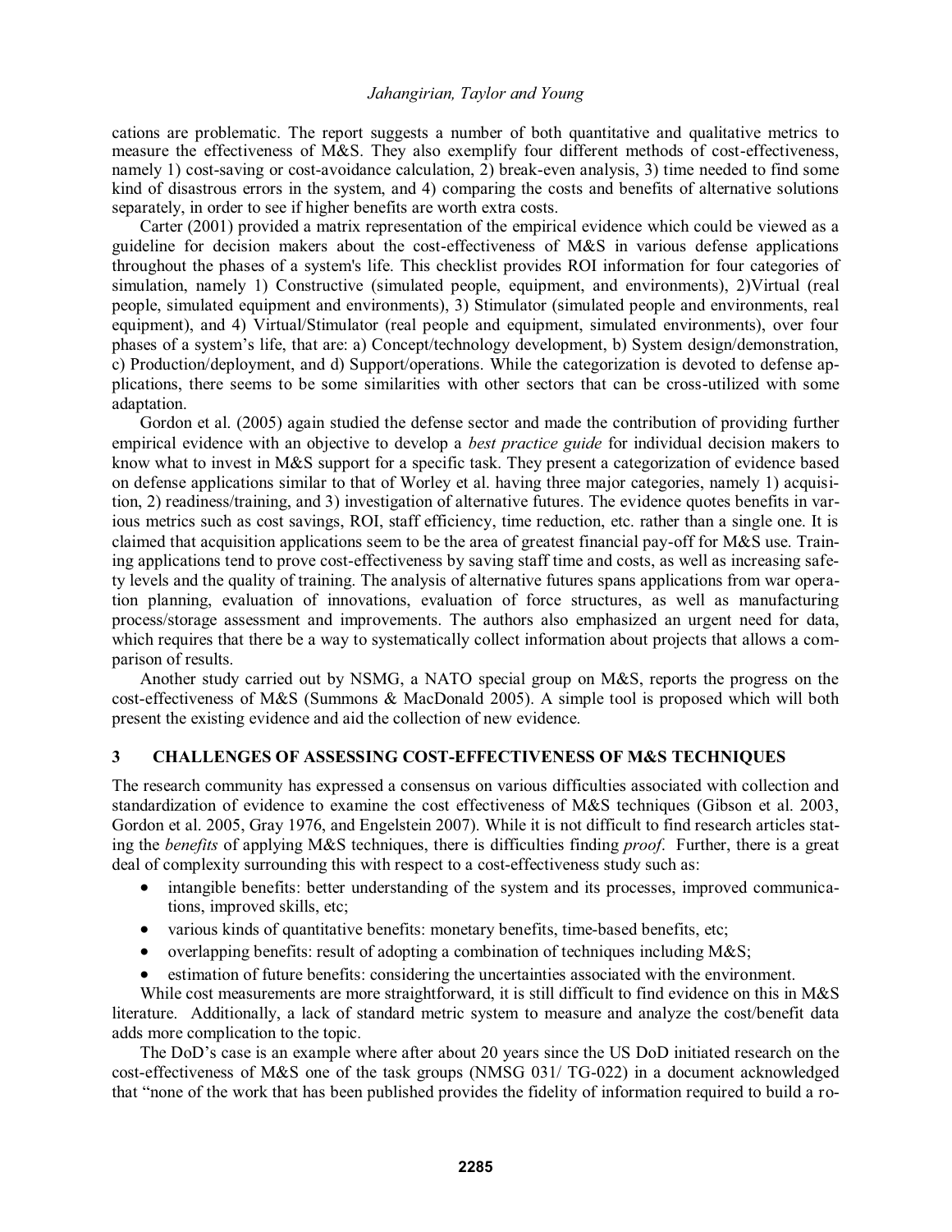cations are problematic. The report suggests a number of both quantitative and qualitative metrics to measure the effectiveness of M&S. They also exemplify four different methods of cost-effectiveness, namely 1) cost-saving or cost-avoidance calculation, 2) break-even analysis, 3) time needed to find some kind of disastrous errors in the system, and 4) comparing the costs and benefits of alternative solutions separately, in order to see if higher benefits are worth extra costs.

Carter (2001) provided a matrix representation of the empirical evidence which could be viewed as a guideline for decision makers about the cost-effectiveness of M&S in various defense applications throughout the phases of a system's life. This checklist provides ROI information for four categories of simulation, namely 1) Constructive (simulated people, equipment, and environments), 2)Virtual (real people, simulated equipment and environments), 3) Stimulator (simulated people and environments, real equipment), and 4) Virtual/Stimulator (real people and equipment, simulated environments), over four phases of a system's life, that are: a) Concept/technology development, b) System design/demonstration, c) Production/deployment, and d) Support/operations. While the categorization is devoted to defense applications, there seems to be some similarities with other sectors that can be cross-utilized with some adaptation.

Gordon et al. (2005) again studied the defense sector and made the contribution of providing further empirical evidence with an objective to develop a *best practice guide* for individual decision makers to know what to invest in M&S support for a specific task. They present a categorization of evidence based on defense applications similar to that of Worley et al. having three major categories, namely 1) acquisition, 2) readiness/training, and 3) investigation of alternative futures. The evidence quotes benefits in various metrics such as cost savings, ROI, staff efficiency, time reduction, etc. rather than a single one. It is claimed that acquisition applications seem to be the area of greatest financial pay-off for M&S use. Training applications tend to prove cost-effectiveness by saving staff time and costs, as well as increasing safety levels and the quality of training. The analysis of alternative futures spans applications from war operation planning, evaluation of innovations, evaluation of force structures, as well as manufacturing process/storage assessment and improvements. The authors also emphasized an urgent need for data, which requires that there be a way to systematically collect information about projects that allows a comparison of results.

Another study carried out by NSMG, a NATO special group on M&S, reports the progress on the cost-effectiveness of M&S (Summons & MacDonald 2005). A simple tool is proposed which will both present the existing evidence and aid the collection of new evidence.

## 3 CHALLENGES OF ASSESSING COST-EFFECTIVENESS OF M&S TECHNIQUES

The research community has expressed a consensus on various difficulties associated with collection and standardization of evidence to examine the cost effectiveness of M&S techniques (Gibson et al. 2003, Gordon et al. 2005, Gray 1976, and Engelstein 2007). While it is not difficult to find research articles stating the *benefits* of applying M&S techniques, there is difficulties finding *proof*. Further, there is a great deal of complexity surrounding this with respect to a cost-effectiveness study such as:

- intangible benefits: better understanding of the system and its processes, improved communications, improved skills, etc;
- various kinds of quantitative benefits: monetary benefits, time-based benefits, etc;
- overlapping benefits: result of adopting a combination of techniques including M&S;
- estimation of future benefits: considering the uncertainties associated with the environment.

While cost measurements are more straightforward, it is still difficult to find evidence on this in M&S literature. Additionally, a lack of standard metric system to measure and analyze the cost/benefit data adds more complication to the topic.

The DoD's case is an example where after about 20 years since the US DoD initiated research on the cost-effectiveness of M&S one of the task groups (NMSG 031/ TG-022) in a document acknowledged that "none of the work that has been published provides the fidelity of information required to build a ro-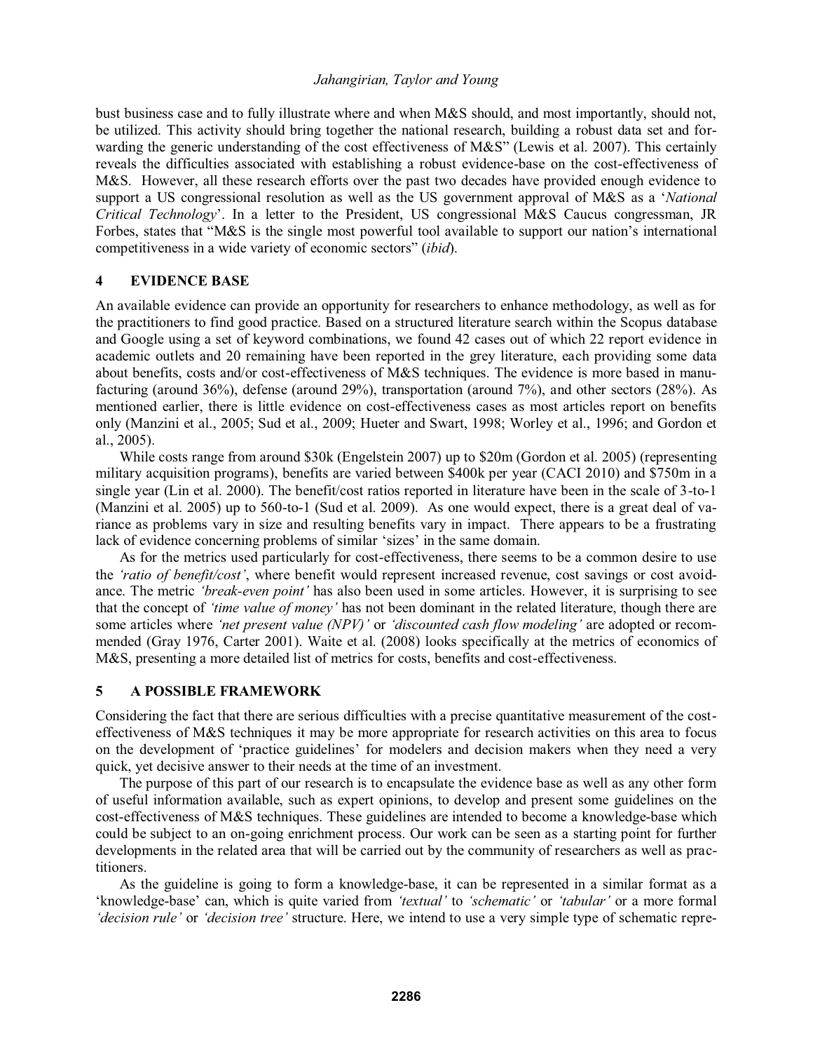bust business case and to fully illustrate where and when M&S should, and most importantly, should not, be utilized. This activity should bring together the national research, building a robust data set and forwarding the generic understanding of the cost effectiveness of M&S" (Lewis et al. 2007). This certainly reveals the difficulties associated with establishing a robust evidence-base on the cost-effectiveness of M&S. However, all these research efforts over the past two decades have provided enough evidence to support a US congressional resolution as well as the US government approval of M&S as a '*National Critical Technology*'. In a letter to the President, US congressional M&S Caucus congressman, JR Forbes, states that "M&S is the single most powerful tool available to support our nation's international competitiveness in a wide variety of economic sectors" (*ibid*).

## 4 EVIDENCE BASE

An available evidence can provide an opportunity for researchers to enhance methodology, as well as for the practitioners to find good practice. Based on a structured literature search within the Scopus database and Google using a set of keyword combinations, we found 42 cases out of which 22 report evidence in academic outlets and 20 remaining have been reported in the grey literature, each providing some data about benefits, costs and/or cost-effectiveness of M&S techniques. The evidence is more based in manufacturing (around 36%), defense (around 29%), transportation (around 7%), and other sectors (28%). As mentioned earlier, there is little evidence on cost-effectiveness cases as most articles report on benefits only (Manzini et al., 2005; Sud et al., 2009; Hueter and Swart, 1998; Worley et al., 1996; and Gordon et al., 2005).

While costs range from around $30k (Engelstein 2007) up to $20m (Gordon et al. 2005) (representing military acquisition programs), benefits are varied between $400k per year (CACI 2010) and $750m in a single year (Lin et al. 2000). The benefit/cost ratios reported in literature have been in the scale of 3-to-1 (Manzini et al. 2005) up to 560-to-1 (Sud et al. 2009). As one would expect, there is a great deal of variance as problems vary in size and resulting benefits vary in impact. There appears to be a frustrating lack of evidence concerning problems of similar 'sizes' in the same domain.

As for the metrics used particularly for cost-effectiveness, there seems to be a common desire to use the *'ratio of benefit/cost'*, where benefit would represent increased revenue, cost savings or cost avoidance. The metric *'break-even point'* has also been used in some articles. However, it is surprising to see that the concept of *'time value of money'* has not been dominant in the related literature, though there are some articles where *'net present value (NPV)'* or *'discounted cash flow modeling'* are adopted or recommended (Gray 1976, Carter 2001). Waite et al. (2008) looks specifically at the metrics of economics of M&S, presenting a more detailed list of metrics for costs, benefits and cost-effectiveness.

## 5 A POSSIBLE FRAMEWORK

Considering the fact that there are serious difficulties with a precise quantitative measurement of the cost-effectiveness of M&S techniques it may be more appropriate for research activities on this area to focus on the development of 'practice guidelines' for modelers and decision makers when they need a very quick, yet decisive answer to their needs at the time of an investment.

The purpose of this part of our research is to encapsulate the evidence base as well as any other form of useful information available, such as expert opinions, to develop and present some guidelines on the cost-effectiveness of M&S techniques. These guidelines are intended to become a knowledge-base which could be subject to an on-going enrichment process. Our work can be seen as a starting point for further developments in the related area that will be carried out by the community of researchers as well as practitioners.

As the guideline is going to form a knowledge-base, it can be represented in a similar format as a 'knowledge-base' can, which is quite varied from *'textual'* to *'schematic'* or *'tabular'* or a more formal *'decision rule'* or *'decision tree'* structure. Here, we intend to use a very simple type of schematic repre-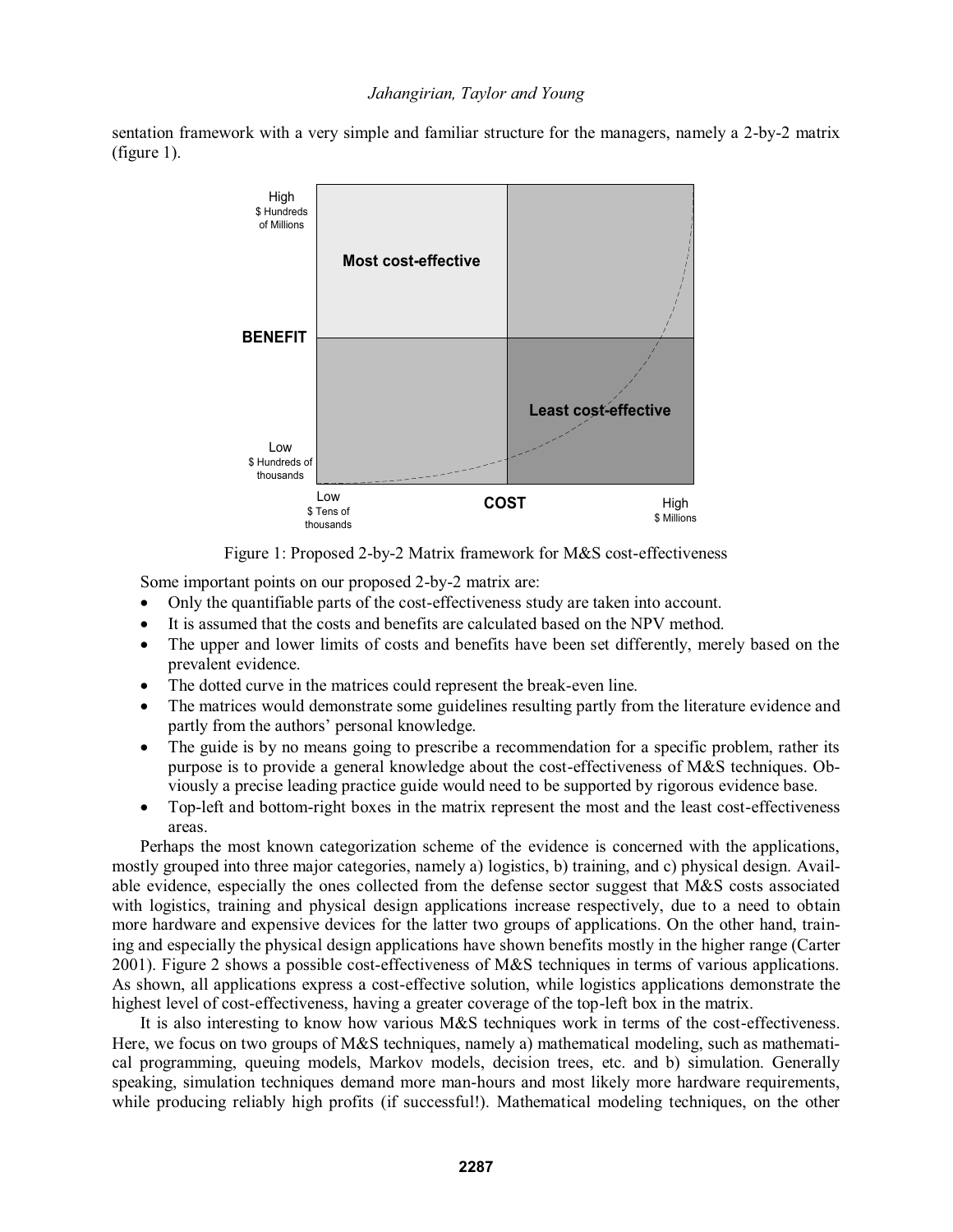sentation framework with a very simple and familiar structure for the managers, namely a 2-by-2 matrix (figure 1).

Figure 1: Proposed 2-by-2 Matrix framework for M&S cost-effectiveness

Some important points on our proposed 2-by-2 matrix are:

- Only the quantifiable parts of the cost-effectiveness study are taken into account.
- It is assumed that the costs and benefits are calculated based on the NPV method.
- The upper and lower limits of costs and benefits have been set differently, merely based on the prevalent evidence.
- The dotted curve in the matrices could represent the break-even line.
- The matrices would demonstrate some guidelines resulting partly from the literature evidence and partly from the authors' personal knowledge.
- The guide is by no means going to prescribe a recommendation for a specific problem, rather its purpose is to provide a general knowledge about the cost-effectiveness of M&S techniques. Obviously a precise leading practice guide would need to be supported by rigorous evidence base.
- Top-left and bottom-right boxes in the matrix represent the most and the least cost-effectiveness areas.

Perhaps the most known categorization scheme of the evidence is concerned with the applications, mostly grouped into three major categories, namely a) logistics, b) training, and c) physical design. Available evidence, especially the ones collected from the defense sector suggest that M&S costs associated with logistics, training and physical design applications increase respectively, due to a need to obtain more hardware and expensive devices for the latter two groups of applications. On the other hand, training and especially the physical design applications have shown benefits mostly in the higher range (Carter 2001). Figure 2 shows a possible cost-effectiveness of M&S techniques in terms of various applications. As shown, all applications express a cost-effective solution, while logistics applications demonstrate the highest level of cost-effectiveness, having a greater coverage of the top-left box in the matrix.

It is also interesting to know how various M&S techniques work in terms of the cost-effectiveness. Here, we focus on two groups of M&S techniques, namely a) mathematical modeling, such as mathematical programming, queuing models, Markov models, decision trees, etc. and b) simulation. Generally speaking, simulation techniques demand more man-hours and most likely more hardware requirements, while producing reliably high profits (if successful!). Mathematical modeling techniques, on the other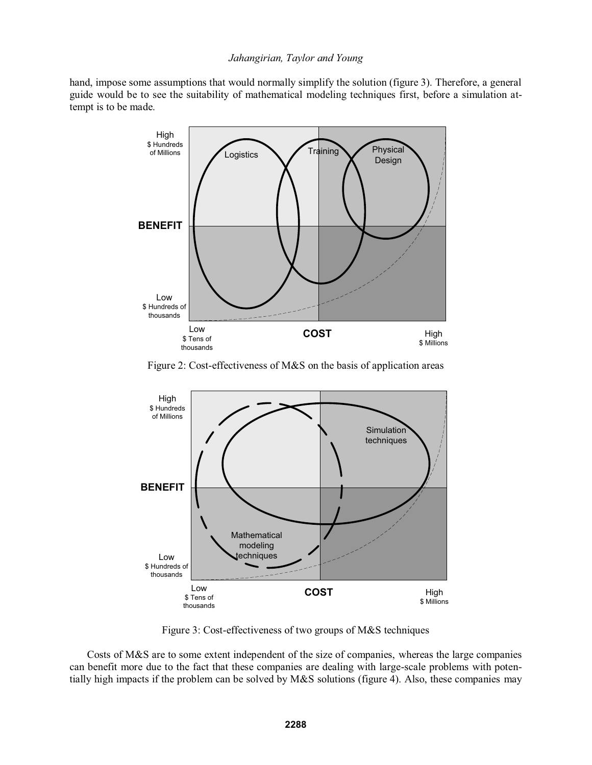hand, impose some assumptions that would normally simplify the solution (figure 3). Therefore, a general guide would be to see the suitability of mathematical modeling techniques first, before a simulation attempt is to be made.

Figure 2: Cost-effectiveness of M&S on the basis of application areas

Figure 3: Cost-effectiveness of two groups of M&S techniques

Costs of M&S are to some extent independent of the size of companies, whereas the large companies can benefit more due to the fact that these companies are dealing with large-scale problems with potentially high impacts if the problem can be solved by M&S solutions (figure 4). Also, these companies may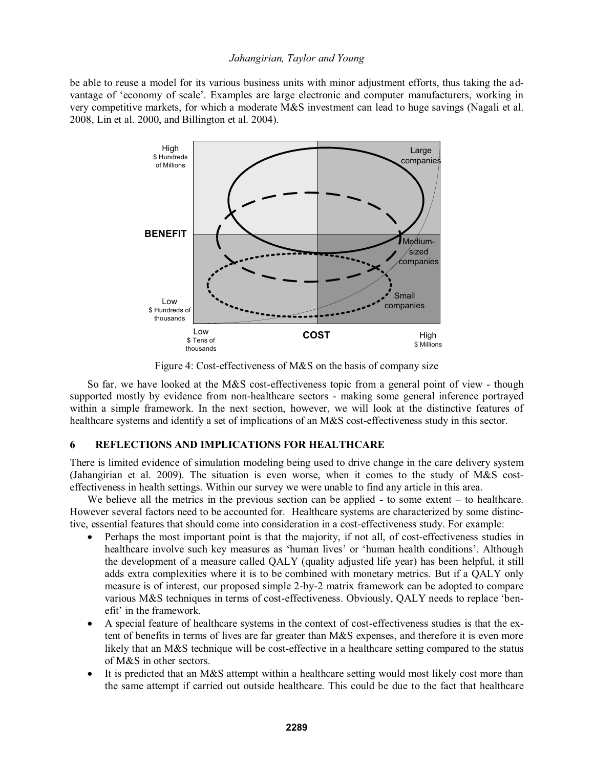be able to reuse a model for its various business units with minor adjustment efforts, thus taking the advantage of 'economy of scale'. Examples are large electronic and computer manufacturers, working in very competitive markets, for which a moderate M&S investment can lead to huge savings (Nagali et al. 2008, Lin et al. 2000, and Billington et al. 2004).

Figure 4: Cost-effectiveness of M&S on the basis of company size

So far, we have looked at the M&S cost-effectiveness topic from a general point of view - though supported mostly by evidence from non-healthcare sectors - making some general inference portrayed within a simple framework. In the next section, however, we will look at the distinctive features of healthcare systems and identify a set of implications of an M&S cost-effectiveness study in this sector.

## 6 REFLECTIONS AND IMPLICATIONS FOR HEALTHCARE

There is limited evidence of simulation modeling being used to drive change in the care delivery system (Jahangirian et al. 2009). The situation is even worse, when it comes to the study of M&S cost-effectiveness in health settings. Within our survey we were unable to find any article in this area.

We believe all the metrics in the previous section can be applied - to some extent – to healthcare. However several factors need to be accounted for. Healthcare systems are characterized by some distinctive, essential features that should come into consideration in a cost-effectiveness study. For example:

- Perhaps the most important point is that the majority, if not all, of cost-effectiveness studies in healthcare involve such key measures as 'human lives' or 'human health conditions'. Although the development of a measure called QALY (quality adjusted life year) has been helpful, it still adds extra complexities where it is to be combined with monetary metrics. But if a QALY only measure is of interest, our proposed simple 2-by-2 matrix framework can be adopted to compare various M&S techniques in terms of cost-effectiveness. Obviously, QALY needs to replace 'benefit' in the framework.
- A special feature of healthcare systems in the context of cost-effectiveness studies is that the extent of benefits in terms of lives are far greater than M&S expenses, and therefore it is even more likely that an M&S technique will be cost-effective in a healthcare setting compared to the status of M&S in other sectors.
- It is predicted that an M&S attempt within a healthcare setting would most likely cost more than the same attempt if carried out outside healthcare. This could be due to the fact that healthcare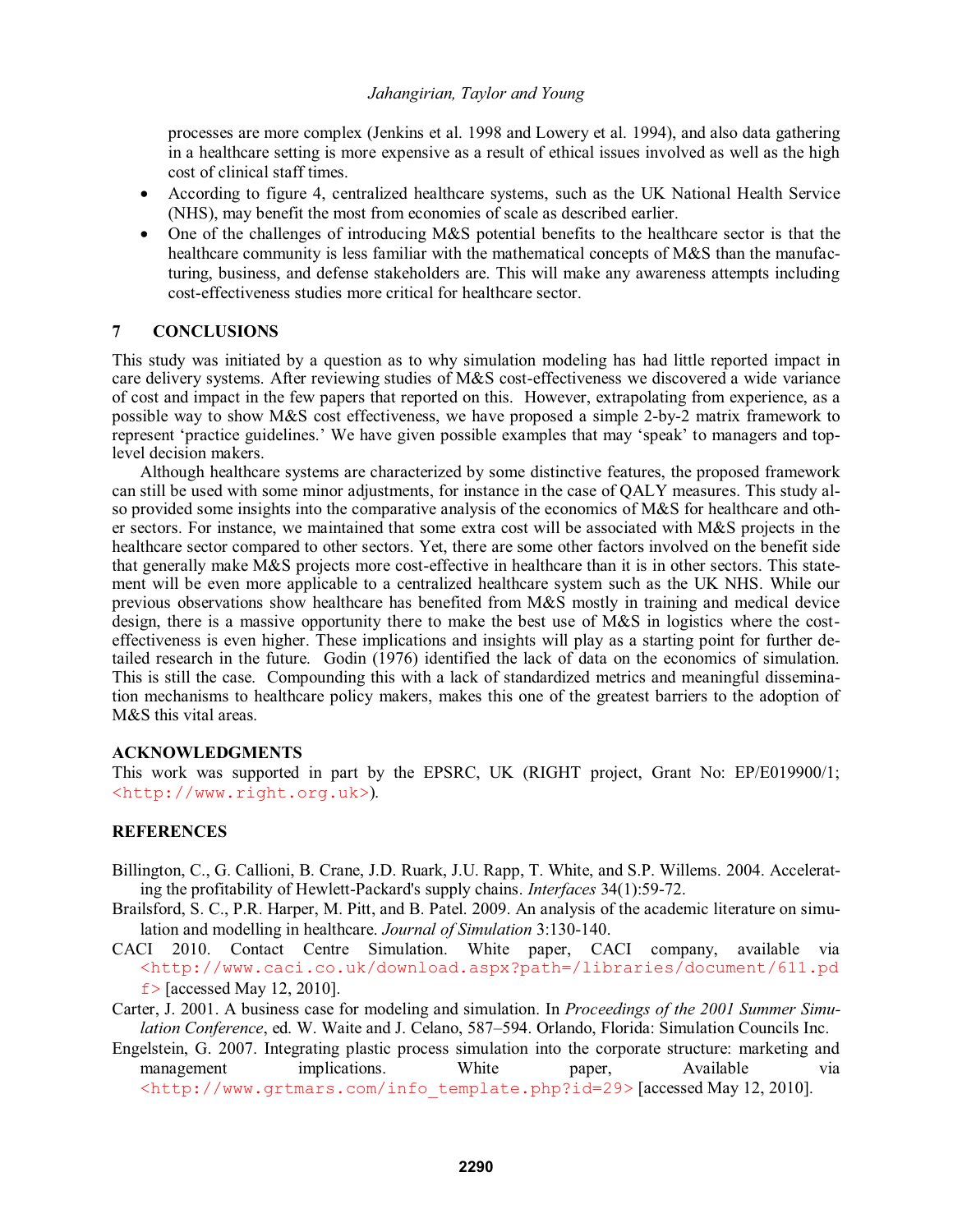processes are more complex (Jenkins et al. 1998 and Lowery et al. 1994), and also data gathering in a healthcare setting is more expensive as a result of ethical issues involved as well as the high cost of clinical staff times.

- According to figure 4, centralized healthcare systems, such as the UK National Health Service (NHS), may benefit the most from economies of scale as described earlier.
- One of the challenges of introducing M&S potential benefits to the healthcare sector is that the healthcare community is less familiar with the mathematical concepts of M&S than the manufacturing, business, and defense stakeholders are. This will make any awareness attempts including cost-effectiveness studies more critical for healthcare sector.

## 7 CONCLUSIONS

This study was initiated by a question as to why simulation modeling has had little reported impact in care delivery systems. After reviewing studies of M&S cost-effectiveness we discovered a wide variance of cost and impact in the few papers that reported on this. However, extrapolating from experience, as a possible way to show M&S cost effectiveness, we have proposed a simple 2-by-2 matrix framework to represent 'practice guidelines.' We have given possible examples that may 'speak' to managers and top-level decision makers.

Although healthcare systems are characterized by some distinctive features, the proposed framework can still be used with some minor adjustments, for instance in the case of QALY measures. This study also provided some insights into the comparative analysis of the economics of M&S for healthcare and other sectors. For instance, we maintained that some extra cost will be associated with M&S projects in the healthcare sector compared to other sectors. Yet, there are some other factors involved on the benefit side that generally make M&S projects more cost-effective in healthcare than it is in other sectors. This statement will be even more applicable to a centralized healthcare system such as the UK NHS. While our previous observations show healthcare has benefited from M&S mostly in training and medical device design, there is a massive opportunity there to make the best use of M&S in logistics where the cost-effectiveness is even higher. These implications and insights will play as a starting point for further detailed research in the future. Godin (1976) identified the lack of data on the economics of simulation. This is still the case. Compounding this with a lack of standardized metrics and meaningful dissemination mechanisms to healthcare policy makers, makes this one of the greatest barriers to the adoption of M&S this vital areas.

## ACKNOWLEDGMENTS

This work was supported in part by the EPSRC, UK (RIGHT project, Grant No: EP/E019900/1; <http://www.right.org.uk>).

## REFERENCES

Billington, C., G. Callioni, B. Crane, J.D. Ruark, J.U. Rapp, T. White, and S.P. Willems. 2004. Accelerating the profitability of Hewlett-Packard's supply chains. *Interfaces* 34(1):59-72.

Brailsford, S. C., P.R. Harper, M. Pitt, and B. Patel. 2009. An analysis of the academic literature on simulation and modelling in healthcare. *Journal of Simulation* 3:130-140.

CACI 2010. Contact Centre Simulation. White paper, CACI company, available via <http://www.caci.co.uk/download.aspx?path=/libraries/document/611.pdf> [accessed May 12, 2010].

Carter, J. 2001. A business case for modeling and simulation. In *Proceedings of the 2001 Summer Simulation Conference*, ed. W. Waite and J. Celano, 587–594. Orlando, Florida: Simulation Councils Inc.

Engelstein, G. 2007. Integrating plastic process simulation into the corporate structure: marketing and management implications. White paper, Available via <http://www.grtmars.com/info_template.php?id=29> [accessed May 12, 2010].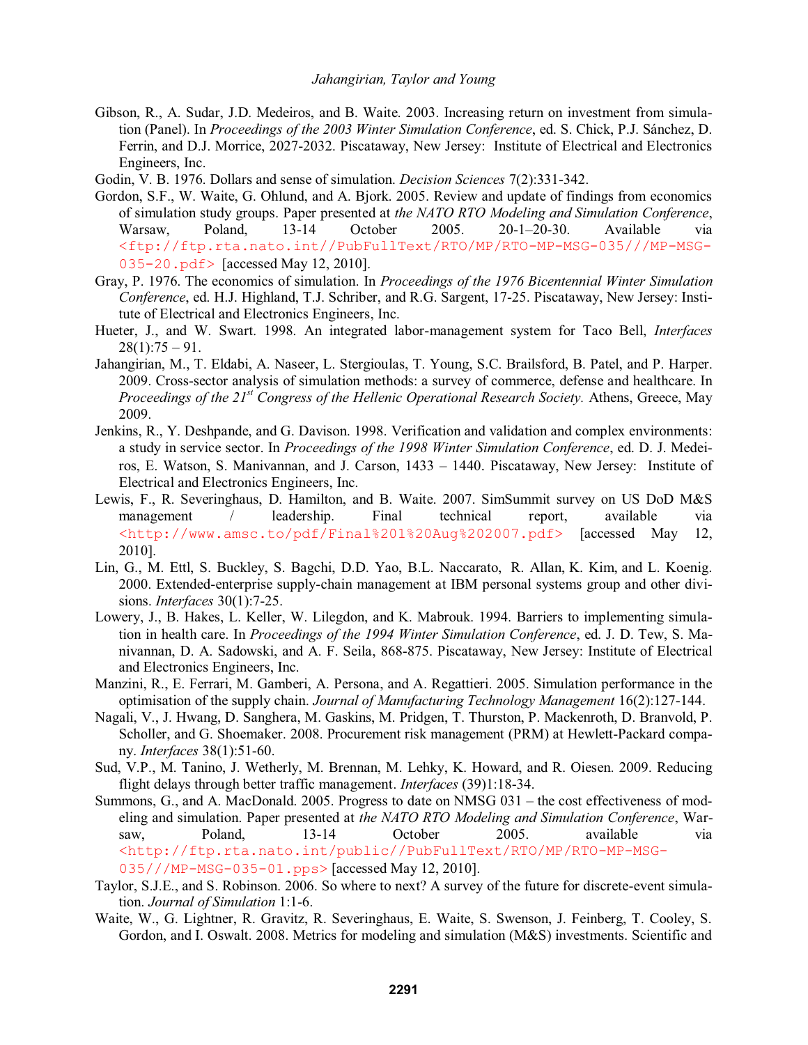Gibson, R., A. Sudar, J.D. Medeiros, and B. Waite. 2003. Increasing return on investment from simulation (Panel). In *Proceedings of the 2003 Winter Simulation Conference*, ed. S. Chick, P.J. Sánchez, D. Ferrin, and D.J. Morrice, 2027-2032. Piscataway, New Jersey: Institute of Electrical and Electronics Engineers, Inc.

Godin, V. B. 1976. Dollars and sense of simulation. *Decision Sciences* 7(2):331-342.

Gordon, S.F., W. Waite, G. Ohlund, and A. Bjork. 2005. Review and update of findings from economics of simulation study groups. Paper presented at *the NATO RTO Modeling and Simulation Conference*, Warsaw, Poland, 13-14 October 2005. 20-1–20-30. Available via <ftp://ftp.rta.nato.int//PubFullText/RTO/MP/RTO-MP-MSG-035///MP-MSG-035-20.pdf> [accessed May 12, 2010].

Gray, P. 1976. The economics of simulation. In *Proceedings of the 1976 Bicentennial Winter Simulation Conference*, ed. H.J. Highland, T.J. Schriber, and R.G. Sargent, 17-25. Piscataway, New Jersey: Institute of Electrical and Electronics Engineers, Inc.

Hueter, J., and W. Swart. 1998. An integrated labor-management system for Taco Bell, *Interfaces* 28(1):75 – 91.

Jahangirian, M., T. Eldabi, A. Naseer, L. Stergioulas, T. Young, S.C. Brailsford, B. Patel, and P. Harper. 2009. Cross-sector analysis of simulation methods: a survey of commerce, defense and healthcare. In *Proceedings of the 21st Congress of the Hellenic Operational Research Society.* Athens, Greece, May 2009.

Jenkins, R., Y. Deshpande, and G. Davison. 1998. Verification and validation and complex environments: a study in service sector. In *Proceedings of the 1998 Winter Simulation Conference*, ed. D. J. Medeiros, E. Watson, S. Manivannan, and J. Carson, 1433 – 1440. Piscataway, New Jersey: Institute of Electrical and Electronics Engineers, Inc.

Lewis, F., R. Severinghaus, D. Hamilton, and B. Waite. 2007. SimSummit survey on US DoD M&S management / leadership. Final technical report, available via <http://www.amsc.to/pdf/Final%201%20Aug%202007.pdf> [accessed May 12, 2010].

Lin, G., M. Ettl, S. Buckley, S. Bagchi, D.D. Yao, B.L. Naccarato, R. Allan, K. Kim, and L. Koenig. 2000. Extended-enterprise supply-chain management at IBM personal systems group and other divisions. *Interfaces* 30(1):7-25.

Lowery, J., B. Hakes, L. Keller, W. Lilegdon, and K. Mabrouk. 1994. Barriers to implementing simulation in health care. In *Proceedings of the 1994 Winter Simulation Conference*, ed. J. D. Tew, S. Manivannan, D. A. Sadowski, and A. F. Seila, 868-875. Piscataway, New Jersey: Institute of Electrical and Electronics Engineers, Inc.

Manzini, R., E. Ferrari, M. Gamberi, A. Persona, and A. Regattieri. 2005. Simulation performance in the optimisation of the supply chain. *Journal of Manufacturing Technology Management* 16(2):127-144.

Nagali, V., J. Hwang, D. Sanghera, M. Gaskins, M. Pridgen, T. Thurston, P. Mackenroth, D. Branvold, P. Scholler, and G. Shoemaker. 2008. Procurement risk management (PRM) at Hewlett-Packard company. *Interfaces* 38(1):51-60.

Sud, V.P., M. Tanino, J. Wetherly, M. Brennan, M. Lehky, K. Howard, and R. Oiesen. 2009. Reducing flight delays through better traffic management. *Interfaces* (39)1:18-34.

Summons, G., and A. MacDonald. 2005. Progress to date on NMSG 031 – the cost effectiveness of modeling and simulation. Paper presented at *the NATO RTO Modeling and Simulation Conference*, Warsaw, Poland, 13-14 October 2005. available via <http://ftp.rta.nato.int/public//PubFullText/RTO/MP/RTO-MP-MSG-035///MP-MSG-035-01.pps> [accessed May 12, 2010].

Taylor, S.J.E., and S. Robinson. 2006. So where to next? A survey of the future for discrete-event simulation. *Journal of Simulation* 1:1-6.

Waite, W., G. Lightner, R. Gravitz, R. Severinghaus, E. Waite, S. Swenson, J. Feinberg, T. Cooley, S. Gordon, and I. Oswalt. 2008. Metrics for modeling and simulation (M&S) investments. Scientific and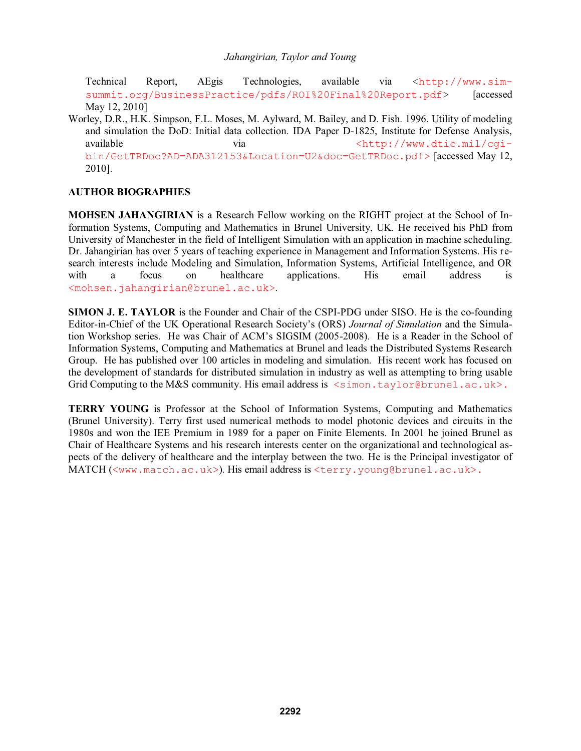Technical Report, AEgis Technologies, available via <http://www.sim-summit.org/BusinessPractice/pdfs/ROI%20Final%20Report.pdf> [accessed May 12, 2010]

Worley, D.R., H.K. Simpson, F.L. Moses, M. Aylward, M. Bailey, and D. Fish. 1996. Utility of modeling and simulation the DoD: Initial data collection. IDA Paper D-1825, Institute for Defense Analysis, available via <http://www.dtic.mil/cgi-bin/GetTRDoc?AD=ADA312153&Location=U2&doc=GetTRDoc.pdf> [accessed May 12, 2010].

## AUTHOR BIOGRAPHIES

**MOHSEN JAHANGIRIAN** is a Research Fellow working on the RIGHT project at the School of Information Systems, Computing and Mathematics in Brunel University, UK. He received his PhD from University of Manchester in the field of Intelligent Simulation with an application in machine scheduling. Dr. Jahangirian has over 5 years of teaching experience in Management and Information Systems. His research interests include Modeling and Simulation, Information Systems, Artificial Intelligence, and OR with a focus on healthcare applications. His email address is <mohsen.jahangirian@brunel.ac.uk>.

**SIMON J. E. TAYLOR** is the Founder and Chair of the CSPI-PDG under SISO. He is the co-founding Editor-in-Chief of the UK Operational Research Society's (ORS) *Journal of Simulation* and the Simulation Workshop series. He was Chair of ACM's SIGSIM (2005-2008). He is a Reader in the School of Information Systems, Computing and Mathematics at Brunel and leads the Distributed Systems Research Group. He has published over 100 articles in modeling and simulation. His recent work has focused on the development of standards for distributed simulation in industry as well as attempting to bring usable Grid Computing to the M&S community. His email address is <simon.taylor@brunel.ac.uk>.

**TERRY YOUNG** is Professor at the School of Information Systems, Computing and Mathematics (Brunel University). Terry first used numerical methods to model photonic devices and circuits in the 1980s and won the IEE Premium in 1989 for a paper on Finite Elements. In 2001 he joined Brunel as Chair of Healthcare Systems and his research interests center on the organizational and technological aspects of the delivery of healthcare and the interplay between the two. He is the Principal investigator of MATCH (<www.match.ac.uk>). His email address is <terry.young@brunel.ac.uk>.